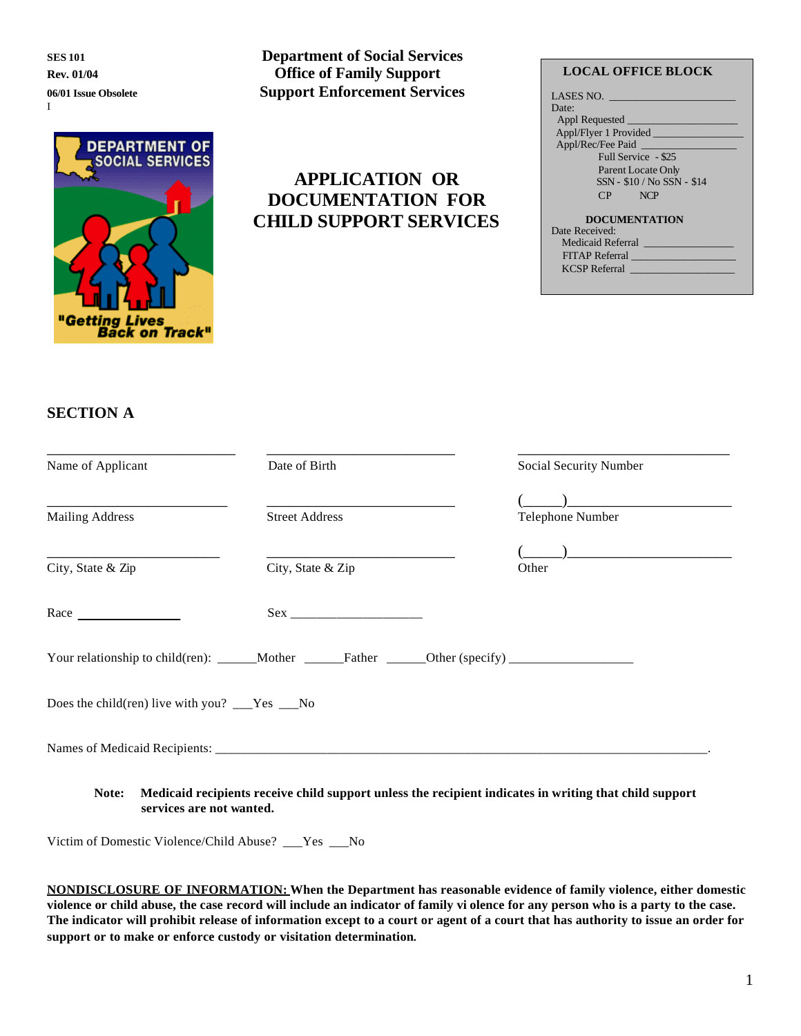**SES 101**
**Rev. 01/04**
**06/01 Issue Obsolete**
I

**Department of Social Services**
**Office of Family Support**
**Support Enforcement Services**

DEPARTMENT OF SOCIAL SERVICES
"Getting Lives Back on Track"

# APPLICATION OR DOCUMENTATION FOR CHILD SUPPORT SERVICES

**LOCAL OFFICE BLOCK**

LASES NO. ____________________
Date:
Appl Requested ____________________
Appl/Flyer 1 Provided ________________
Appl/Rec/Fee Paid ________________
Full Service - $25
Parent Locate Only
SSN - $10 / No SSN - $14
CP NCP

**DOCUMENTATION**
Date Received:
Medicaid Referral ________________
FITAP Referral ________________
KCSP Referral ________________

## SECTION A

| ___________________________ | ___________________________ | ___________________________ |
|---|---|---|
| Name of Applicant | Date of Birth | Social Security Number |
| ___________________________ | ___________________________ | (_____)____________________ |
| Mailing Address | Street Address | Telephone Number |
| ___________________________ | ___________________________ | (_____)____________________ |
| City, State & Zip | City, State & Zip | Other |

Race ________________ Sex ____________________

Your relationship to child(ren): ______Mother ______Father ______Other (specify) __________________

Does the child(ren) live with you? ___Yes ___No

Names of Medicaid Recipients: ____________________________________________________________________________.

**Note: Medicaid recipients receive child support unless the recipient indicates in writing that child support services are not wanted.**

Victim of Domestic Violence/Child Abuse? ___Yes ___No

**NONDISCLOSURE OF INFORMATION: When the Department has reasonable evidence of family violence, either domestic violence or child abuse, the case record will include an indicator of family vi olence for any person who is a party to the case. The indicator will prohibit release of information except to a court or agent of a court that has authority to issue an order for support or to make or enforce custody or visitation determination.**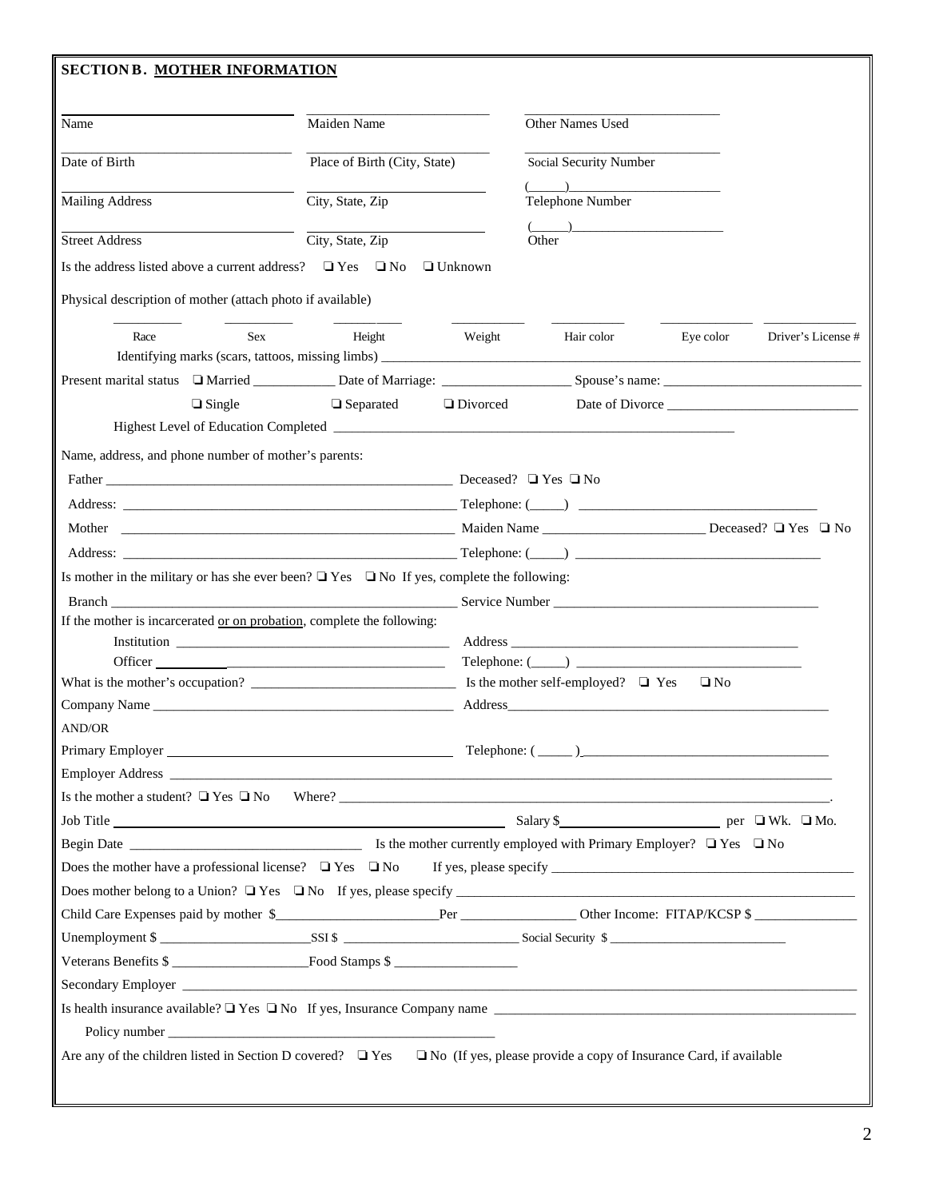## SECTION B. MOTHER INFORMATION

| Name | Maiden Name | Other Names Used |
|---|---|---|
| Date of Birth | Place of Birth (City, State) | Social Security Number |
| Mailing Address | City, State, Zip | (\_\_\_\_\_) Telephone Number |
| Street Address | City, State, Zip | (\_\_\_\_\_) Other |

Is the address listed above a current address? ❑ Yes ❑ No ❑ Unknown

Physical description of mother (attach photo if available)

| Race | Sex | Height | Weight | Hair color | Eye color | Driver's License # |
|---|---|---|---|---|---|---|
| | | | | | | |

Identifying marks (scars, tattoos, missing limbs) \_\_\_\_\_\_\_\_\_\_\_\_\_\_\_\_\_\_\_\_

Present marital status ❑ Married \_\_\_\_\_\_\_\_\_\_ Date of Marriage: \_\_\_\_\_\_\_\_\_\_\_\_\_\_\_ Spouse's name: \_\_\_\_\_\_\_\_\_\_\_\_\_\_\_\_\_\_\_\_

❑ Single ❑ Separated ❑ Divorced Date of Divorce \_\_\_\_\_\_\_\_\_\_\_\_\_\_\_\_\_\_\_\_

Highest Level of Education Completed \_\_\_\_\_\_\_\_\_\_\_\_\_\_\_\_\_\_\_\_

Name, address, and phone number of mother's parents:

Father \_\_\_\_\_\_\_\_\_\_\_\_\_\_\_\_\_\_\_\_ Deceased? ❑ Yes ❑ No

Address: \_\_\_\_\_\_\_\_\_\_\_\_\_\_\_\_\_\_\_\_ Telephone: (\_\_\_\_\_) \_\_\_\_\_\_\_\_\_\_\_\_\_\_\_\_\_\_\_\_

Mother \_\_\_\_\_\_\_\_\_\_\_\_\_\_\_\_\_\_\_\_ Maiden Name \_\_\_\_\_\_\_\_\_\_\_\_\_\_\_\_\_\_\_\_ Deceased? ❑ Yes ❑ No

Address: \_\_\_\_\_\_\_\_\_\_\_\_\_\_\_\_\_\_\_\_ Telephone: (\_\_\_\_\_) \_\_\_\_\_\_\_\_\_\_\_\_\_\_\_\_\_\_\_\_

Is mother in the military or has she ever been? ❑ Yes ❑ No If yes, complete the following:

Branch \_\_\_\_\_\_\_\_\_\_\_\_\_\_\_\_\_\_\_\_ Service Number \_\_\_\_\_\_\_\_\_\_\_\_\_\_\_\_\_\_\_\_

If the mother is incarcerated or on probation, complete the following:

Institution \_\_\_\_\_\_\_\_\_\_\_\_\_\_\_\_\_\_\_\_ Address \_\_\_\_\_\_\_\_\_\_\_\_\_\_\_\_\_\_\_\_

Officer \_\_\_\_\_\_\_\_\_\_\_\_\_\_\_\_\_\_\_\_ Telephone: (\_\_\_\_\_) \_\_\_\_\_\_\_\_\_\_\_\_\_\_\_\_\_\_\_\_

What is the mother's occupation? \_\_\_\_\_\_\_\_\_\_\_\_\_\_\_\_\_\_\_\_ Is the mother self-employed? ❑ Yes ❑ No

Company Name \_\_\_\_\_\_\_\_\_\_\_\_\_\_\_\_\_\_\_\_ Address \_\_\_\_\_\_\_\_\_\_\_\_\_\_\_\_\_\_\_\_

AND/OR

Primary Employer \_\_\_\_\_\_\_\_\_\_\_\_\_\_\_\_\_\_\_\_ Telephone: (\_\_\_\_\_) \_\_\_\_\_\_\_\_\_\_\_\_\_\_\_\_\_\_\_\_

Employer Address \_\_\_\_\_\_\_\_\_\_\_\_\_\_\_\_\_\_\_\_

Is the mother a student? ❑ Yes ❑ No Where? \_\_\_\_\_\_\_\_\_\_\_\_\_\_\_\_\_\_\_\_.

Job Title \_\_\_\_\_\_\_\_\_\_\_\_\_\_\_\_\_\_\_\_ Salary $\_\_\_\_\_\_\_\_\_\_\_\_\_\_\_\_\_\_\_\_ per ❑ Wk. ❑ Mo.

Begin Date \_\_\_\_\_\_\_\_\_\_\_\_\_\_\_\_\_\_\_\_ Is the mother currently employed with Primary Employer? ❑ Yes ❑ No

Does the mother have a professional license? ❑ Yes ❑ No If yes, please specify \_\_\_\_\_\_\_\_\_\_\_\_\_\_\_\_\_\_\_\_

Does mother belong to a Union? ❑ Yes ❑ No If yes, please specify \_\_\_\_\_\_\_\_\_\_\_\_\_\_\_\_\_\_\_\_

Child Care Expenses paid by mother $\_\_\_\_\_\_\_\_\_\_\_\_\_\_\_\_\_\_\_\_Per \_\_\_\_\_\_\_\_\_\_\_\_\_\_\_ Other Income: FITAP/KCSP $ \_\_\_\_\_\_\_\_\_\_\_\_\_\_\_

Unemployment $ \_\_\_\_\_\_\_\_\_\_\_\_\_\_\_\_\_\_\_\_SSI $ \_\_\_\_\_\_\_\_\_\_\_\_\_\_\_\_\_\_\_\_ Social Security $ \_\_\_\_\_\_\_\_\_\_\_\_\_\_\_\_\_\_\_\_

Veterans Benefits $ \_\_\_\_\_\_\_\_\_\_\_\_\_\_\_\_\_\_\_\_Food Stamps $ \_\_\_\_\_\_\_\_\_\_\_\_\_\_\_\_\_\_\_\_

Secondary Employer \_\_\_\_\_\_\_\_\_\_\_\_\_\_\_\_\_\_\_\_

Is health insurance available? ❑ Yes ❑ No If yes, Insurance Company name \_\_\_\_\_\_\_\_\_\_\_\_\_\_\_\_\_\_\_\_

Policy number \_\_\_\_\_\_\_\_\_\_\_\_\_\_\_\_\_\_\_\_

Are any of the children listed in Section D covered? ❑ Yes ❑ No (If yes, please provide a copy of Insurance Card, if available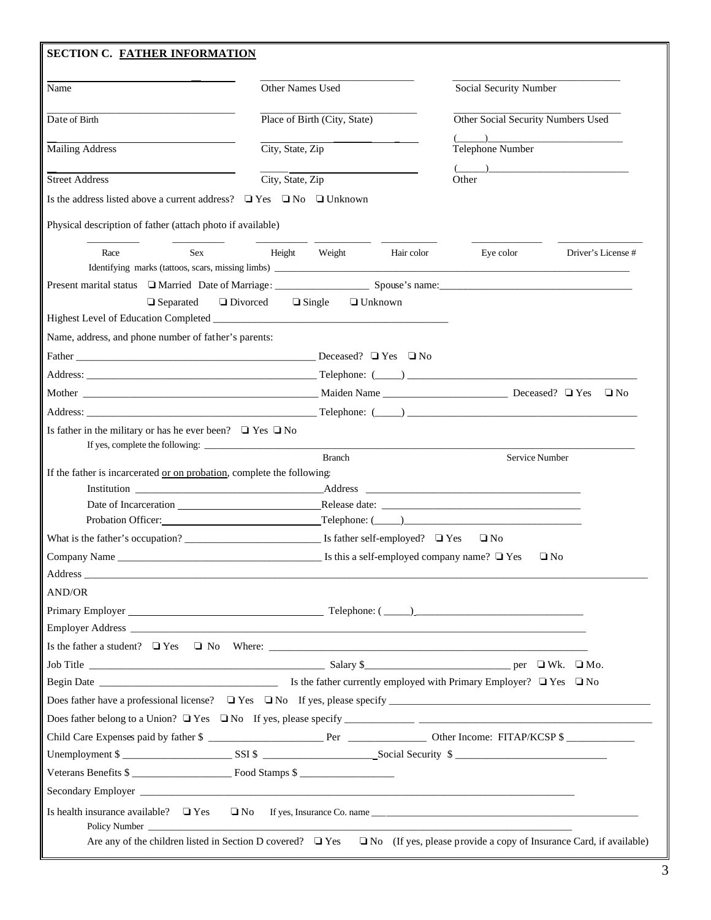## SECTION C. FATHER INFORMATION

| Name | Other Names Used | Social Security Number |
|---|---|---|
| Date of Birth | Place of Birth (City, State) | Other Social Security Numbers Used |
| Mailing Address | City, State, Zip | (\_\_\_\_\_) Telephone Number |
| Street Address | City, State, Zip | (\_\_\_\_\_) Other |

Is the address listed above a current address? ❑ Yes ❑ No ❑ Unknown

Physical description of father (attach photo if available)

| Race | Sex | Height | Weight | Hair color | Eye color | Driver's License # |
|---|---|---|---|---|---|---|
| | | | | | | |

Identifying marks (tattoos, scars, missing limbs) ______________________________

Present marital status ❑ Married Date of Marriage: __________________ Spouse's name: ______________________________

❑ Separated ❑ Divorced ❑ Single ❑ Unknown

Highest Level of Education Completed ______________________________

Name, address, and phone number of father's parents:

Father ______________________________ Deceased? ❑ Yes ❑ No

Address: ______________________________ Telephone: (\_\_\_\_\_) ______________________________

Mother ______________________________ Maiden Name ______________________ Deceased? ❑ Yes ❑ No

Address: ______________________________ Telephone: (\_\_\_\_\_) ______________________________

Is father in the military or has he ever been? ❑ Yes ❑ No

If yes, complete the following: ______________________________

Branch Service Number

If the father is incarcerated or on probation, complete the following:

Institution ______________________________ Address ______________________________

Date of Incarceration ______________________________ Release date: ______________________________

Probation Officer: ______________________________ Telephone: (\_\_\_\_\_) ______________________________

What is the father's occupation? ______________________ Is father self-employed? ❑ Yes ❑ No

Company Name ______________________________ Is this a self-employed company name? ❑ Yes ❑ No

Address ______________________________

AND/OR

Primary Employer ______________________________ Telephone: (\_\_\_\_\_) ______________________________

Employer Address ______________________________

Is the father a student? ❑ Yes ❑ No Where: ______________________________

Job Title ______________________________ Salary $______________________ per ❑ Wk. ❑ Mo.

Begin Date ______________________________ Is the father currently employed with Primary Employer? ❑ Yes ❑ No

Does father have a professional license? ❑ Yes ❑ No If yes, please specify ______________________________

Does father belong to a Union? ❑ Yes ❑ No If yes, please specify ______________________________

Child Care Expenses paid by father $ ______________________ Per ______________ Other Income: FITAP/KCSP $ ____________

Unemployment $ ____________________ SSI $ ____________________ Social Security $ ______________________________

Veterans Benefits $ ____________________ Food Stamps $ ____________________

Secondary Employer ______________________________

Is health insurance available? ❑ Yes ❑ No If yes, Insurance Co. name ______________________________

Policy Number ______________________________

Are any of the children listed in Section D covered? ❑ Yes ❑ No (If yes, please provide a copy of Insurance Card, if available)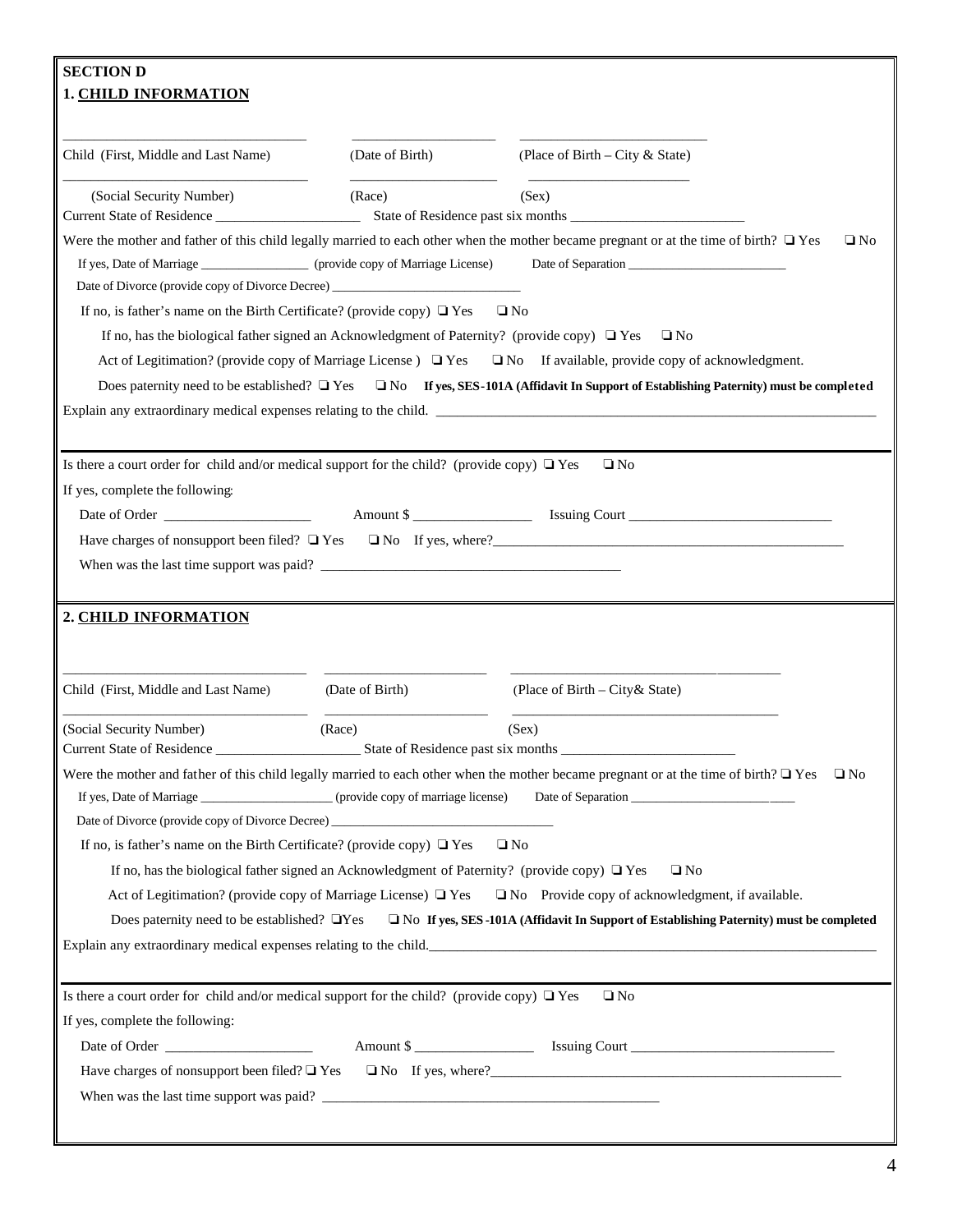**SECTION D**

**1. CHILD INFORMATION**

________________________________ ____________________ __________________________

Child (First, Middle and Last Name) (Date of Birth) (Place of Birth – City & State)

________________________________ ____________________ __________________________

(Social Security Number) (Race) (Sex)

Current State of Residence ____________________ State of Residence past six months ________________________

Were the mother and father of this child legally married to each other when the mother became pregnant or at the time of birth? ❑ Yes ❑ No

If yes, Date of Marriage ________________ (provide copy of Marriage License) Date of Separation ________________________

Date of Divorce (provide copy of Divorce Decree) ____________________________

If no, is father's name on the Birth Certificate? (provide copy) ❑ Yes ❑ No

If no, has the biological father signed an Acknowledgment of Paternity? (provide copy) ❑ Yes ❑ No

Act of Legitimation? (provide copy of Marriage License ) ❑ Yes ❑ No If available, provide copy of acknowledgment.

Does paternity need to be established? ❑ Yes ❑ No **If yes, SES-101A (Affidavit In Support of Establishing Paternity) must be completed**

Explain any extraordinary medical expenses relating to the child. ______________________________________________

Is there a court order for child and/or medical support for the child? (provide copy) ❑ Yes ❑ No

If yes, complete the following:

Date of Order ____________________ Amount $ ________________ Issuing Court ____________________________

Have charges of nonsupport been filed? ❑ Yes ❑ No If yes, where?__________________________________________

When was the last time support was paid? ________________________________________

**2. CHILD INFORMATION**

________________________________ ____________________ __________________________

Child (First, Middle and Last Name) (Date of Birth) (Place of Birth – City& State)

________________________________ ____________________ __________________________

(Social Security Number) (Race) (Sex)

Current State of Residence ____________________ State of Residence past six months ________________________

Were the mother and father of this child legally married to each other when the mother became pregnant or at the time of birth? ❑ Yes ❑ No

If yes, Date of Marriage ____________________ (provide copy of marriage license) Date of Separation ________________________

Date of Divorce (provide copy of Divorce Decree) ____________________________________

If no, is father's name on the Birth Certificate? (provide copy) ❑ Yes ❑ No

If no, has the biological father signed an Acknowledgment of Paternity? (provide copy) ❑ Yes ❑ No

Act of Legitimation? (provide copy of Marriage License) ❑ Yes ❑ No Provide copy of acknowledgment, if available.

Does paternity need to be established? ❑Yes ❑ No **If yes, SES-101A (Affidavit In Support of Establishing Paternity) must be completed**

Explain any extraordinary medical expenses relating to the child.______________________________________________

Is there a court order for child and/or medical support for the child? (provide copy) ❑ Yes ❑ No

If yes, complete the following:

Date of Order ____________________ Amount $ ________________ Issuing Court ____________________________

Have charges of nonsupport been filed? ❑ Yes ❑ No If yes, where?__________________________________________

When was the last time support was paid? ______________________________________________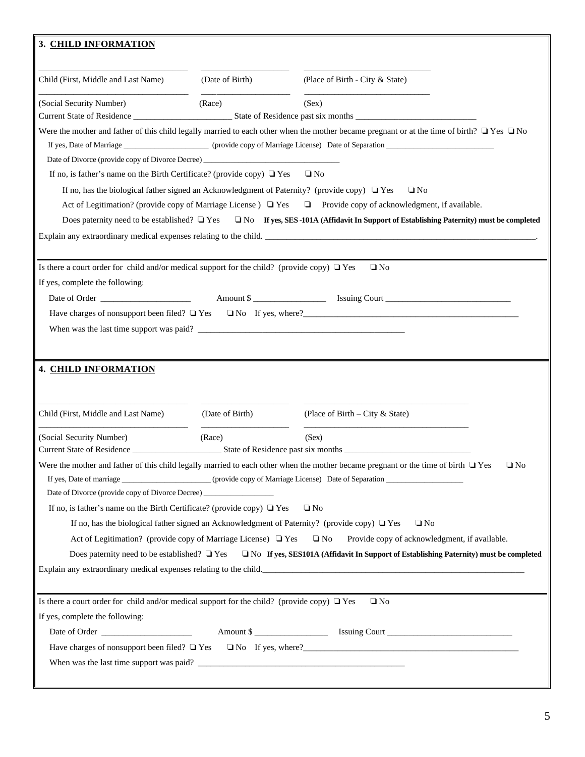## 3. CHILD INFORMATION

\_\_\_\_\_\_\_\_\_\_\_\_\_\_\_\_\_\_\_\_\_\_\_\_\_\_\_\_\_\_\_\_ \_\_\_\_\_\_\_\_\_\_\_\_\_\_\_\_\_\_\_\_ \_\_\_\_\_\_\_\_\_\_\_\_\_\_\_\_\_\_\_\_\_\_\_\_\_\_\_\_

Child (First, Middle and Last Name) (Date of Birth) (Place of Birth - City & State)

\_\_\_\_\_\_\_\_\_\_\_\_\_\_\_\_\_\_\_\_\_\_\_\_\_\_\_\_\_\_\_\_ \_\_\_\_\_\_\_\_\_\_\_\_\_\_\_\_\_\_\_\_ \_\_\_\_\_\_\_\_\_\_\_\_\_\_\_\_\_\_\_\_\_\_\_\_\_\_\_\_

(Social Security Number) (Race) (Sex)

Current State of Residence \_\_\_\_\_\_\_\_\_\_\_\_\_\_\_\_\_\_\_\_\_\_\_ State of Residence past six months \_\_\_\_\_\_\_\_\_\_\_\_\_\_\_\_\_\_\_\_\_\_\_\_\_\_\_\_

Were the mother and father of this child legally married to each other when the mother became pregnant or at the time of birth? ❑ Yes ❑ No

If yes, Date of Marriage \_\_\_\_\_\_\_\_\_\_\_\_\_\_\_\_\_\_\_\_\_\_ (provide copy of Marriage License) Date of Separation \_\_\_\_\_\_\_\_\_\_\_\_\_\_\_\_\_\_\_\_\_\_\_\_\_\_\_\_

Date of Divorce (provide copy of Divorce Decree) \_\_\_\_\_\_\_\_\_\_\_\_\_\_\_\_\_\_\_\_\_\_\_\_\_\_\_\_\_\_\_\_\_\_

If no, is father's name on the Birth Certificate? (provide copy) ❑ Yes ❑ No

If no, has the biological father signed an Acknowledgment of Paternity? (provide copy) ❑ Yes ❑ No

Act of Legitimation? (provide copy of Marriage License ) ❑ Yes ❑ Provide copy of acknowledgment, if available.

Does paternity need to be established? ❑ Yes ❑ No **If yes, SES-101A (Affidavit In Support of Establishing Paternity) must be completed**

Explain any extraordinary medical expenses relating to the child. \_\_\_\_\_\_\_\_\_\_\_\_\_\_\_\_\_\_\_\_\_\_\_\_\_\_\_\_\_\_\_\_\_\_\_\_\_\_\_\_\_\_\_\_\_\_\_\_\_\_\_\_\_\_\_\_\_\_\_\_\_\_.

Is there a court order for child and/or medical support for the child? (provide copy) ❑ Yes ❑ No

If yes, complete the following:

Date of Order \_\_\_\_\_\_\_\_\_\_\_\_\_\_\_\_\_\_\_\_\_ Amount $ \_\_\_\_\_\_\_\_\_\_\_\_\_\_\_\_\_ Issuing Court \_\_\_\_\_\_\_\_\_\_\_\_\_\_\_\_\_\_\_\_\_\_\_\_\_\_\_\_\_

Have charges of nonsupport been filed? ❑ Yes ❑ No If yes, where?\_\_\_\_\_\_\_\_\_\_\_\_\_\_\_\_\_\_\_\_\_\_\_\_\_\_\_\_\_\_\_\_\_\_\_\_\_\_\_\_\_\_\_\_\_\_\_\_\_\_

When was the last time support was paid? \_\_\_\_\_\_\_\_\_\_\_\_\_\_\_\_\_\_\_\_\_\_\_\_\_\_\_\_\_\_\_\_\_\_\_\_\_\_\_\_\_\_\_\_\_\_\_\_

## 4. CHILD INFORMATION

\_\_\_\_\_\_\_\_\_\_\_\_\_\_\_\_\_\_\_\_\_\_\_\_\_\_\_\_\_\_\_\_ \_\_\_\_\_\_\_\_\_\_\_\_\_\_\_\_\_\_\_\_ \_\_\_\_\_\_\_\_\_\_\_\_\_\_\_\_\_\_\_\_\_\_\_\_\_\_\_\_\_\_\_\_\_\_\_\_\_\_

Child (First, Middle and Last Name) (Date of Birth) (Place of Birth – City & State)

\_\_\_\_\_\_\_\_\_\_\_\_\_\_\_\_\_\_\_\_\_\_\_\_\_\_\_\_\_\_\_\_ \_\_\_\_\_\_\_\_\_\_\_\_\_\_\_\_\_\_\_\_ \_\_\_\_\_\_\_\_\_\_\_\_\_\_\_\_\_\_\_\_\_\_\_\_\_\_\_\_\_\_\_\_\_\_\_\_\_\_

(Social Security Number) (Race) (Sex)

Current State of Residence \_\_\_\_\_\_\_\_\_\_\_\_\_\_\_\_\_\_\_\_\_ State of Residence past six months \_\_\_\_\_\_\_\_\_\_\_\_\_\_\_\_\_\_\_\_\_\_\_\_\_\_\_\_\_

Were the mother and father of this child legally married to each other when the mother became pregnant or the time of birth ❑ Yes ❑ No

If yes, Date of marriage \_\_\_\_\_\_\_\_\_\_\_\_\_\_\_\_\_\_\_\_\_\_\_ (provide copy of Marriage License) Date of Separation \_\_\_\_\_\_\_\_\_\_\_\_\_\_\_\_\_\_\_

Date of Divorce (provide copy of Divorce Decree) \_\_\_\_\_\_\_\_\_\_\_\_\_\_\_\_\_\_

If no, is father's name on the Birth Certificate? (provide copy) ❑ Yes ❑ No

If no, has the biological father signed an Acknowledgment of Paternity? (provide copy) ❑ Yes ❑ No

Act of Legitimation? (provide copy of Marriage License) ❑ Yes ❑ No Provide copy of acknowledgment, if available.

Does paternity need to be established? ❑ Yes ❑ No **If yes, SES101A (Affidavit In Support of Establishing Paternity) must be completed**

Explain any extraordinary medical expenses relating to the child.\_\_\_\_\_\_\_\_\_\_\_\_\_\_\_\_\_\_\_\_\_\_\_\_\_\_\_\_\_\_\_\_\_\_\_\_\_\_\_\_\_\_\_\_\_\_\_\_\_\_\_\_\_\_\_\_\_\_\_\_\_

Is there a court order for child and/or medical support for the child? (provide copy) ❑ Yes ❑ No

If yes, complete the following:

Date of Order \_\_\_\_\_\_\_\_\_\_\_\_\_\_\_\_\_\_\_\_\_ Amount $ \_\_\_\_\_\_\_\_\_\_\_\_\_\_\_\_\_ Issuing Court \_\_\_\_\_\_\_\_\_\_\_\_\_\_\_\_\_\_\_\_\_\_\_\_\_\_\_\_\_

Have charges of nonsupport been filed? ❑ Yes ❑ No If yes, where?\_\_\_\_\_\_\_\_\_\_\_\_\_\_\_\_\_\_\_\_\_\_\_\_\_\_\_\_\_\_\_\_\_\_\_\_\_\_\_\_\_\_\_\_\_\_\_\_\_\_

When was the last time support was paid? \_\_\_\_\_\_\_\_\_\_\_\_\_\_\_\_\_\_\_\_\_\_\_\_\_\_\_\_\_\_\_\_\_\_\_\_\_\_\_\_\_\_\_\_\_\_\_\_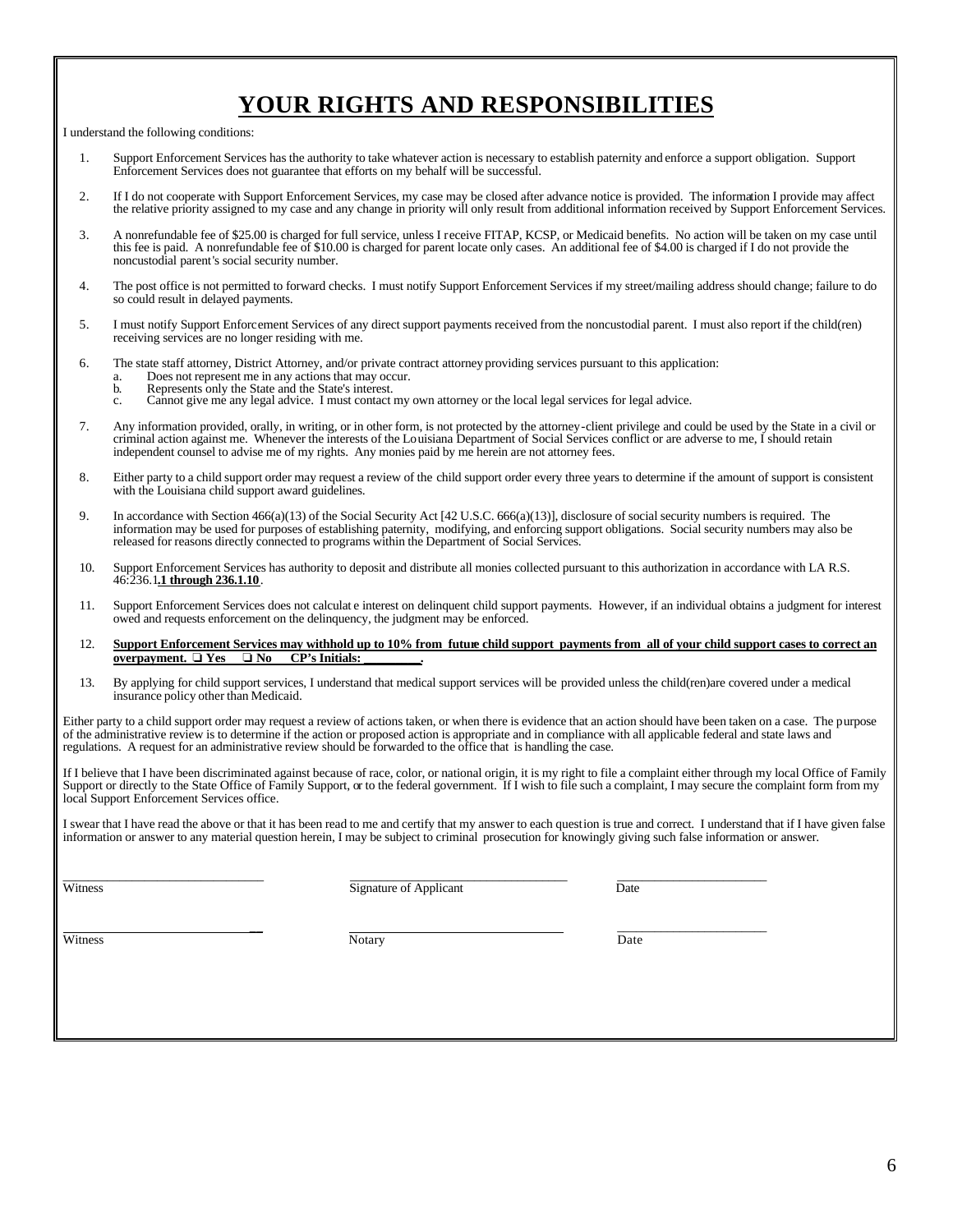# YOUR RIGHTS AND RESPONSIBILITIES

I understand the following conditions:

1. Support Enforcement Services has the authority to take whatever action is necessary to establish paternity and enforce a support obligation. Support Enforcement Services does not guarantee that efforts on my behalf will be successful.

2. If I do not cooperate with Support Enforcement Services, my case may be closed after advance notice is provided. The information I provide may affect the relative priority assigned to my case and any change in priority will only result from additional information received by Support Enforcement Services.

3. A nonrefundable fee of $25.00 is charged for full service, unless I receive FITAP, KCSP, or Medicaid benefits. No action will be taken on my case until this fee is paid. A nonrefundable fee of $10.00 is charged for parent locate only cases. An additional fee of $4.00 is charged if I do not provide the noncustodial parent's social security number.

4. The post office is not permitted to forward checks. I must notify Support Enforcement Services if my street/mailing address should change; failure to do so could result in delayed payments.

5. I must notify Support Enforcement Services of any direct support payments received from the noncustodial parent. I must also report if the child(ren) receiving services are no longer residing with me.

6. The state staff attorney, District Attorney, and/or private contract attorney providing services pursuant to this application:
   a. Does not represent me in any actions that may occur.
   b. Represents only the State and the State's interest.
   c. Cannot give me any legal advice. I must contact my own attorney or the local legal services for legal advice.

7. Any information provided, orally, in writing, or in other form, is not protected by the attorney-client privilege and could be used by the State in a civil or criminal action against me. Whenever the interests of the Louisiana Department of Social Services conflict or are adverse to me, I should retain independent counsel to advise me of my rights. Any monies paid by me herein are not attorney fees.

8. Either party to a child support order may request a review of the child support order every three years to determine if the amount of support is consistent with the Louisiana child support award guidelines.

9. In accordance with Section 466(a)(13) of the Social Security Act [42 U.S.C. 666(a)(13)], disclosure of social security numbers is required. The information may be used for purposes of establishing paternity, modifying, and enforcing support obligations. Social security numbers may also be released for reasons directly connected to programs within the Department of Social Services.

10. Support Enforcement Services has authority to deposit and distribute all monies collected pursuant to this authorization in accordance with LA R.S. 46:236.1**.1 through 236.1.10**.

11. Support Enforcement Services does not calculate interest on delinquent child support payments. However, if an individual obtains a judgment for interest owed and requests enforcement on the delinquency, the judgment may be enforced.

12. **Support Enforcement Services may withhold up to 10% from future child support payments from all of your child support cases to correct an overpayment. ❑ Yes ❑ No CP's Initials: _________.**

13. By applying for child support services, I understand that medical support services will be provided unless the child(ren)are covered under a medical insurance policy other than Medicaid.

Either party to a child support order may request a review of actions taken, or when there is evidence that an action should have been taken on a case. The purpose of the administrative review is to determine if the action or proposed action is appropriate and in compliance with all applicable federal and state laws and regulations. A request for an administrative review should be forwarded to the office that is handling the case.

If I believe that I have been discriminated against because of race, color, or national origin, it is my right to file a complaint either through my local Office of Family Support or directly to the State Office of Family Support, or to the federal government. If I wish to file such a complaint, I may secure the complaint form from my local Support Enforcement Services office.

I swear that I have read the above or that it has been read to me and certify that my answer to each question is true and correct. I understand that if I have given false information or answer to any material question herein, I may be subject to criminal prosecution for knowingly giving such false information or answer.

______________________________ ______________________________ ____________________

Witness Signature of Applicant Date

______________________________ ______________________________ ____________________

Witness Notary Date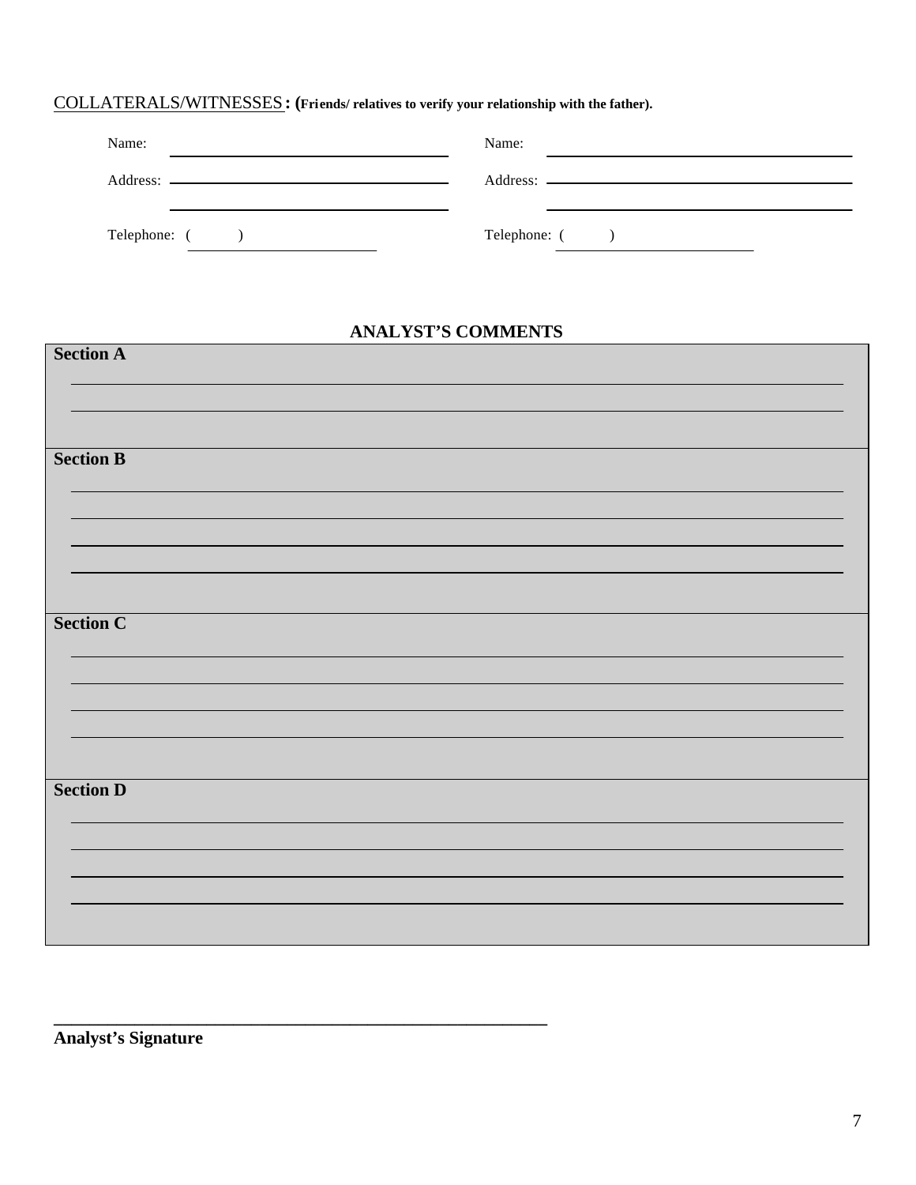COLLATERALS/WITNESSES: (**Friends/ relatives to verify your relationship with the father).**

| | |
|---|---|
| Name: ______________________ | Name: ______________________ |
| Address: ______________________ | Address: ______________________ |
| ______________________ | ______________________ |
| Telephone: ( ) ______________ | Telephone: ( ) ______________ |

## ANALYST'S COMMENTS

**Section A**

______________________________________________________________________

______________________________________________________________________

**Section B**

______________________________________________________________________

______________________________________________________________________

______________________________________________________________________

______________________________________________________________________

**Section C**

______________________________________________________________________

______________________________________________________________________

______________________________________________________________________

______________________________________________________________________

**Section D**

______________________________________________________________________

______________________________________________________________________

______________________________________________________________________

______________________________________________________________________

________________________________________

**Analyst's Signature**